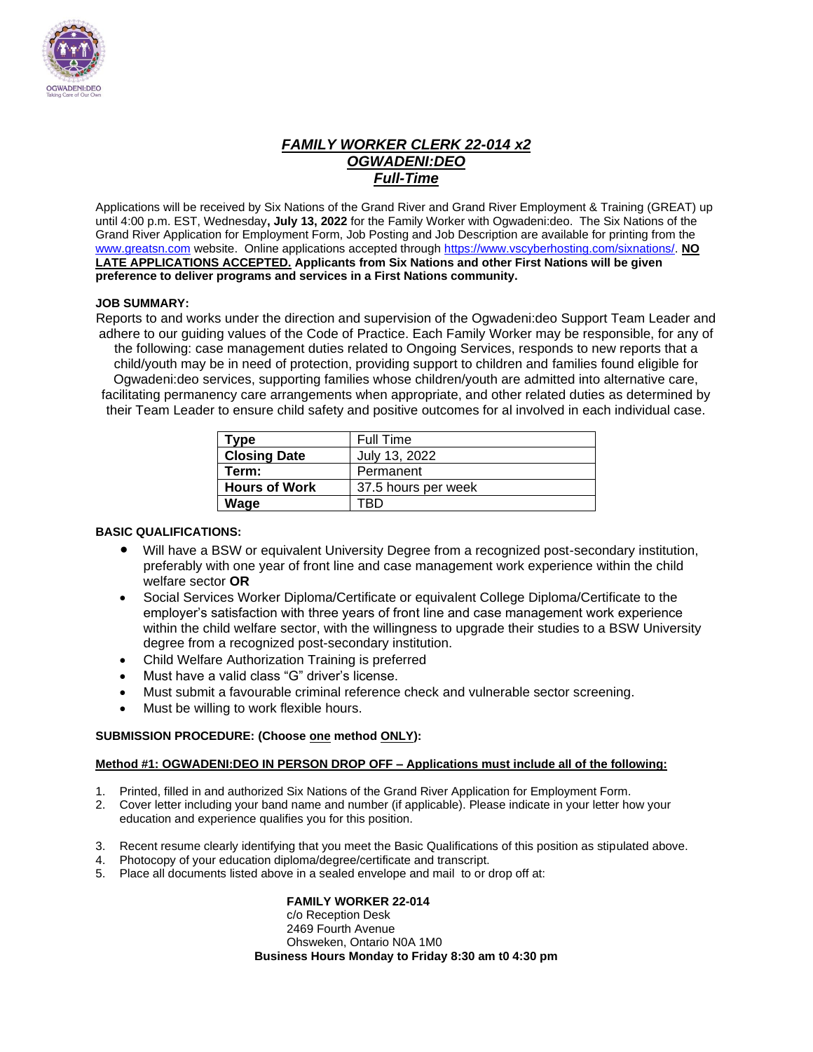# *FAMILY WORKER CLERK 22-014 x2*
## *OGWADENI:DEO*
## *Full-Time*

Applications will be received by Six Nations of the Grand River and Grand River Employment & Training (GREAT) up until 4:00 p.m. EST, Wednesday**, July 13, 2022** for the Family Worker with Ogwadeni:deo. The Six Nations of the Grand River Application for Employment Form, Job Posting and Job Description are available for printing from the www.greatsn.com website. Online applications accepted through https://www.vscyberhosting.com/sixnations/. **NO LATE APPLICATIONS ACCEPTED. Applicants from Six Nations and other First Nations will be given preference to deliver programs and services in a First Nations community.**

**JOB SUMMARY:**

Reports to and works under the direction and supervision of the Ogwadeni:deo Support Team Leader and adhere to our guiding values of the Code of Practice. Each Family Worker may be responsible, for any of the following: case management duties related to Ongoing Services, responds to new reports that a child/youth may be in need of protection, providing support to children and families found eligible for Ogwadeni:deo services, supporting families whose children/youth are admitted into alternative care, facilitating permanency care arrangements when appropriate, and other related duties as determined by their Team Leader to ensure child safety and positive outcomes for al involved in each individual case.

| **Type** | Full Time |
|---|---|
| **Closing Date** | July 13, 2022 |
| **Term:** | Permanent |
| **Hours of Work** | 37.5 hours per week |
| **Wage** | TBD |

**BASIC QUALIFICATIONS:**

- Will have a BSW or equivalent University Degree from a recognized post-secondary institution, preferably with one year of front line and case management work experience within the child welfare sector **OR**
- Social Services Worker Diploma/Certificate or equivalent College Diploma/Certificate to the employer's satisfaction with three years of front line and case management work experience within the child welfare sector, with the willingness to upgrade their studies to a BSW University degree from a recognized post-secondary institution.
- Child Welfare Authorization Training is preferred
- Must have a valid class "G" driver's license.
- Must submit a favourable criminal reference check and vulnerable sector screening.
- Must be willing to work flexible hours.

**SUBMISSION PROCEDURE: (Choose one method ONLY):**

**Method #1: OGWADENI:DEO IN PERSON DROP OFF – Applications must include all of the following:**

1. Printed, filled in and authorized Six Nations of the Grand River Application for Employment Form.
2. Cover letter including your band name and number (if applicable). Please indicate in your letter how your education and experience qualifies you for this position.
3. Recent resume clearly identifying that you meet the Basic Qualifications of this position as stipulated above.
4. Photocopy of your education diploma/degree/certificate and transcript.
5. Place all documents listed above in a sealed envelope and mail to or drop off at:

**FAMILY WORKER 22-014**
c/o Reception Desk
2469 Fourth Avenue
Ohsweken, Ontario N0A 1M0
**Business Hours Monday to Friday 8:30 am t0 4:30 pm**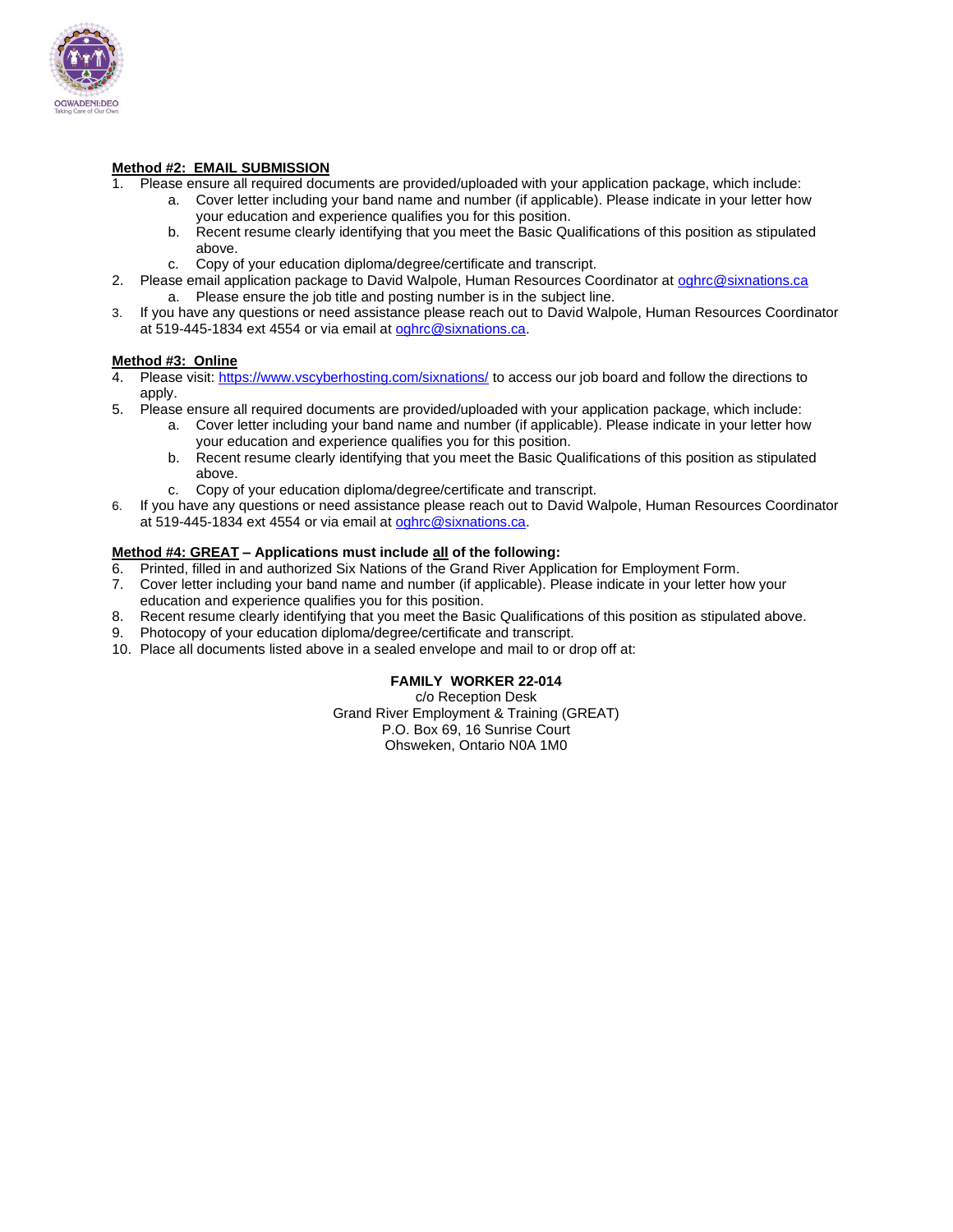**Method #2: EMAIL SUBMISSION**

1. Please ensure all required documents are provided/uploaded with your application package, which include:
   a. Cover letter including your band name and number (if applicable). Please indicate in your letter how your education and experience qualifies you for this position.
   b. Recent resume clearly identifying that you meet the Basic Qualifications of this position as stipulated above.
   c. Copy of your education diploma/degree/certificate and transcript.
2. Please email application package to David Walpole, Human Resources Coordinator at oghrc@sixnations.ca
   a. Please ensure the job title and posting number is in the subject line.
3. If you have any questions or need assistance please reach out to David Walpole, Human Resources Coordinator at 519-445-1834 ext 4554 or via email at oghrc@sixnations.ca.

**Method #3: Online**

4. Please visit: https://www.vscyberhosting.com/sixnations/ to access our job board and follow the directions to apply.
5. Please ensure all required documents are provided/uploaded with your application package, which include:
   a. Cover letter including your band name and number (if applicable). Please indicate in your letter how your education and experience qualifies you for this position.
   b. Recent resume clearly identifying that you meet the Basic Qualifications of this position as stipulated above.
   c. Copy of your education diploma/degree/certificate and transcript.
6. If you have any questions or need assistance please reach out to David Walpole, Human Resources Coordinator at 519-445-1834 ext 4554 or via email at oghrc@sixnations.ca.

**Method #4: GREAT – Applications must include all of the following:**

6. Printed, filled in and authorized Six Nations of the Grand River Application for Employment Form.
7. Cover letter including your band name and number (if applicable). Please indicate in your letter how your education and experience qualifies you for this position.
8. Recent resume clearly identifying that you meet the Basic Qualifications of this position as stipulated above.
9. Photocopy of your education diploma/degree/certificate and transcript.
10. Place all documents listed above in a sealed envelope and mail to or drop off at:

**FAMILY WORKER 22-014**
c/o Reception Desk
Grand River Employment & Training (GREAT)
P.O. Box 69, 16 Sunrise Court
Ohsweken, Ontario N0A 1M0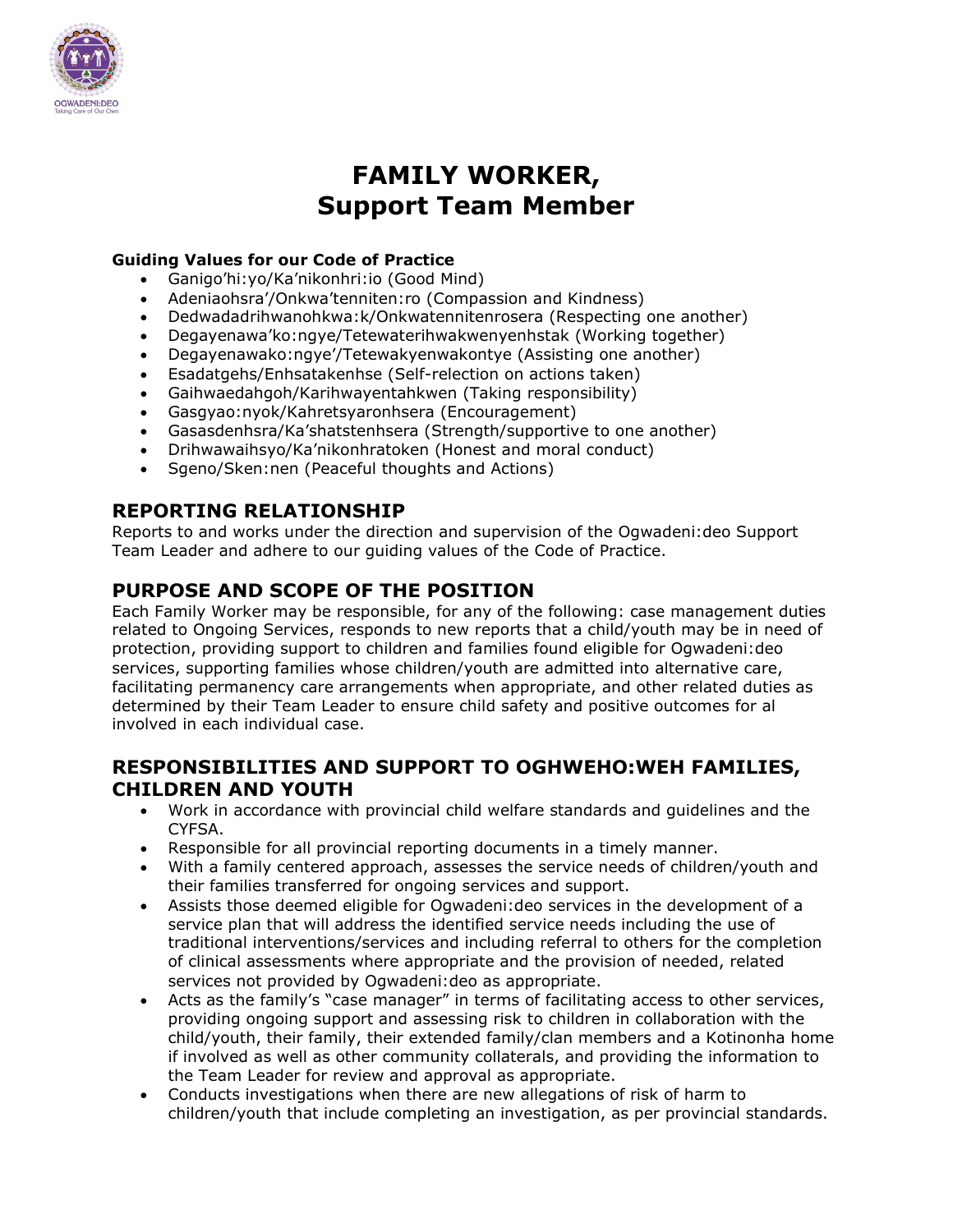# FAMILY WORKER, Support Team Member

**Guiding Values for our Code of Practice**

- Ganigo'hi:yo/Ka'nikonhri:io (Good Mind)
- Adeniaohsra'/Onkwa'tenniten:ro (Compassion and Kindness)
- Dedwadadrihwanohkwa:k/Onkwatennitenrosera (Respecting one another)
- Degayenawa'ko:ngye/Tetewaterihwakwenyenhstak (Working together)
- Degayenawako:ngye'/Tetewakyenwakontye (Assisting one another)
- Esadatgehs/Enhsatakenhse (Self-relection on actions taken)
- Gaihwaedahgoh/Karihwayentahkwen (Taking responsibility)
- Gasgyao:nyok/Kahretsyaronhsera (Encouragement)
- Gasasdenhsra/Ka'shatstenhsera (Strength/supportive to one another)
- Drihwawaihsyo/Ka'nikonhratoken (Honest and moral conduct)
- Sgeno/Sken:nen (Peaceful thoughts and Actions)

## REPORTING RELATIONSHIP

Reports to and works under the direction and supervision of the Ogwadeni:deo Support Team Leader and adhere to our guiding values of the Code of Practice.

## PURPOSE AND SCOPE OF THE POSITION

Each Family Worker may be responsible, for any of the following: case management duties related to Ongoing Services, responds to new reports that a child/youth may be in need of protection, providing support to children and families found eligible for Ogwadeni:deo services, supporting families whose children/youth are admitted into alternative care, facilitating permanency care arrangements when appropriate, and other related duties as determined by their Team Leader to ensure child safety and positive outcomes for al involved in each individual case.

## RESPONSIBILITIES AND SUPPORT TO OGHWEHO:WEH FAMILIES, CHILDREN AND YOUTH

- Work in accordance with provincial child welfare standards and guidelines and the CYFSA.
- Responsible for all provincial reporting documents in a timely manner.
- With a family centered approach, assesses the service needs of children/youth and their families transferred for ongoing services and support.
- Assists those deemed eligible for Ogwadeni:deo services in the development of a service plan that will address the identified service needs including the use of traditional interventions/services and including referral to others for the completion of clinical assessments where appropriate and the provision of needed, related services not provided by Ogwadeni:deo as appropriate.
- Acts as the family's "case manager" in terms of facilitating access to other services, providing ongoing support and assessing risk to children in collaboration with the child/youth, their family, their extended family/clan members and a Kotinonha home if involved as well as other community collaterals, and providing the information to the Team Leader for review and approval as appropriate.
- Conducts investigations when there are new allegations of risk of harm to children/youth that include completing an investigation, as per provincial standards.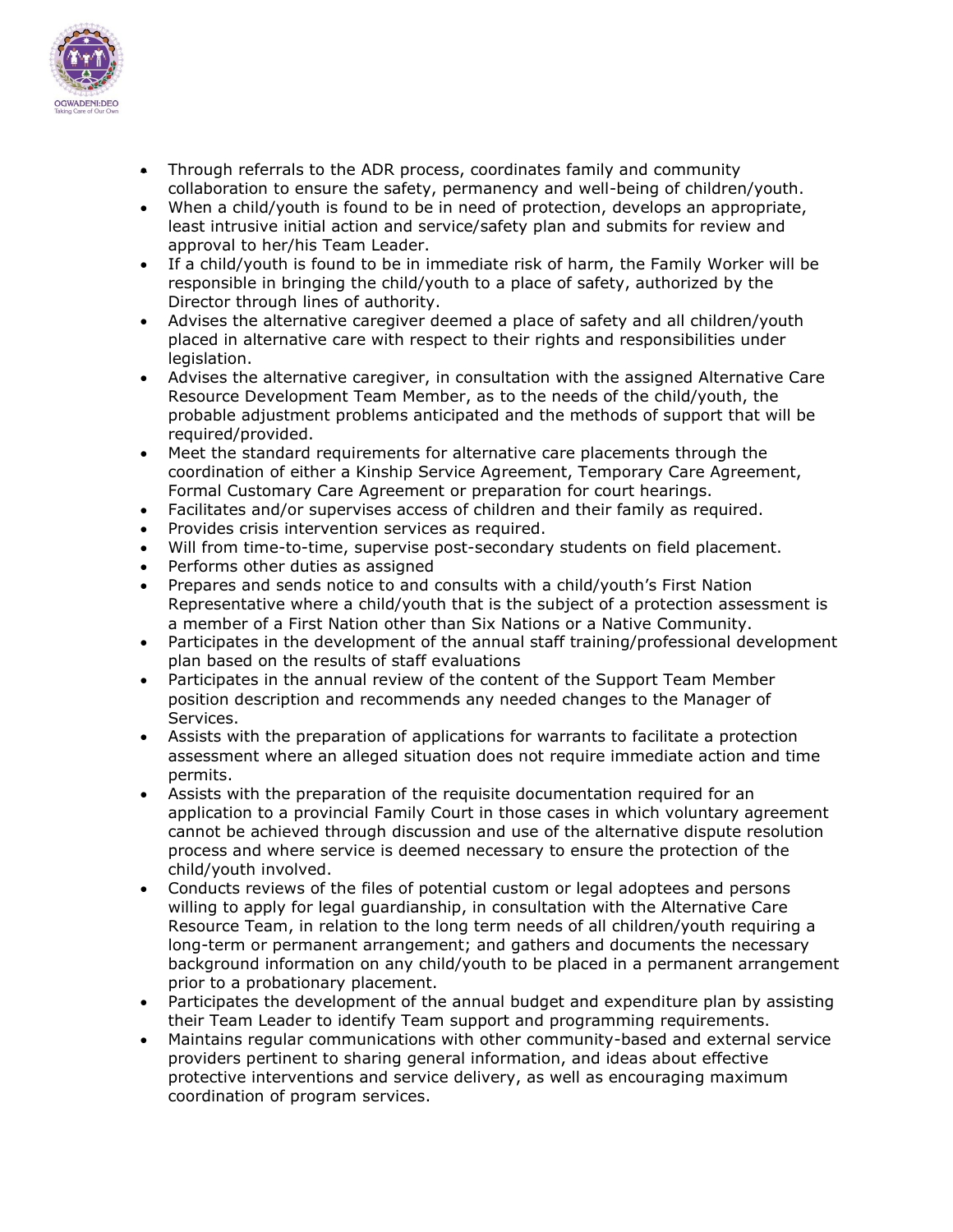- Through referrals to the ADR process, coordinates family and community collaboration to ensure the safety, permanency and well-being of children/youth.
- When a child/youth is found to be in need of protection, develops an appropriate, least intrusive initial action and service/safety plan and submits for review and approval to her/his Team Leader.
- If a child/youth is found to be in immediate risk of harm, the Family Worker will be responsible in bringing the child/youth to a place of safety, authorized by the Director through lines of authority.
- Advises the alternative caregiver deemed a place of safety and all children/youth placed in alternative care with respect to their rights and responsibilities under legislation.
- Advises the alternative caregiver, in consultation with the assigned Alternative Care Resource Development Team Member, as to the needs of the child/youth, the probable adjustment problems anticipated and the methods of support that will be required/provided.
- Meet the standard requirements for alternative care placements through the coordination of either a Kinship Service Agreement, Temporary Care Agreement, Formal Customary Care Agreement or preparation for court hearings.
- Facilitates and/or supervises access of children and their family as required.
- Provides crisis intervention services as required.
- Will from time-to-time, supervise post-secondary students on field placement.
- Performs other duties as assigned
- Prepares and sends notice to and consults with a child/youth's First Nation Representative where a child/youth that is the subject of a protection assessment is a member of a First Nation other than Six Nations or a Native Community.
- Participates in the development of the annual staff training/professional development plan based on the results of staff evaluations
- Participates in the annual review of the content of the Support Team Member position description and recommends any needed changes to the Manager of Services.
- Assists with the preparation of applications for warrants to facilitate a protection assessment where an alleged situation does not require immediate action and time permits.
- Assists with the preparation of the requisite documentation required for an application to a provincial Family Court in those cases in which voluntary agreement cannot be achieved through discussion and use of the alternative dispute resolution process and where service is deemed necessary to ensure the protection of the child/youth involved.
- Conducts reviews of the files of potential custom or legal adoptees and persons willing to apply for legal guardianship, in consultation with the Alternative Care Resource Team, in relation to the long term needs of all children/youth requiring a long-term or permanent arrangement; and gathers and documents the necessary background information on any child/youth to be placed in a permanent arrangement prior to a probationary placement.
- Participates the development of the annual budget and expenditure plan by assisting their Team Leader to identify Team support and programming requirements.
- Maintains regular communications with other community-based and external service providers pertinent to sharing general information, and ideas about effective protective interventions and service delivery, as well as encouraging maximum coordination of program services.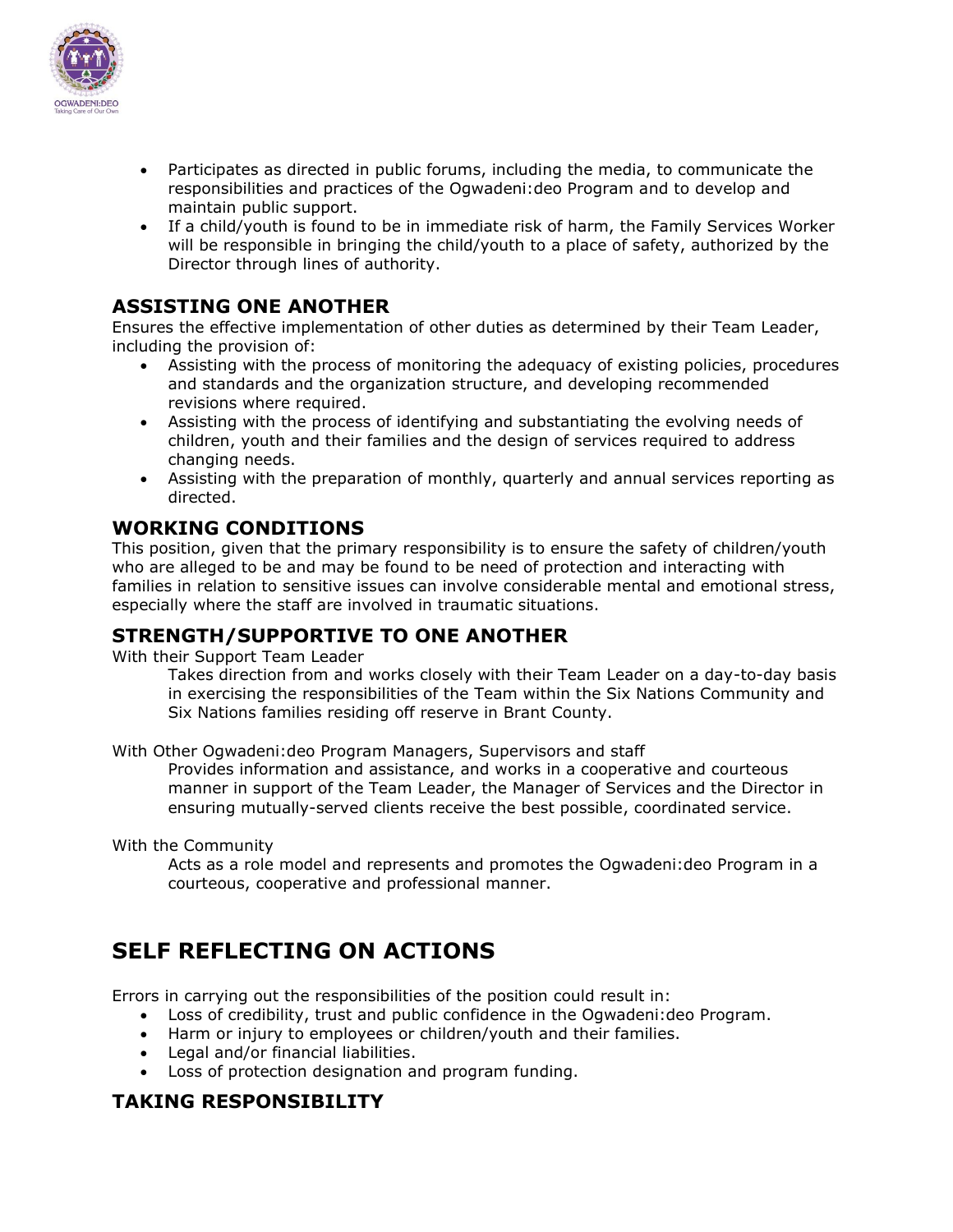- Participates as directed in public forums, including the media, to communicate the responsibilities and practices of the Ogwadeni:deo Program and to develop and maintain public support.
- If a child/youth is found to be in immediate risk of harm, the Family Services Worker will be responsible in bringing the child/youth to a place of safety, authorized by the Director through lines of authority.

## ASSISTING ONE ANOTHER

Ensures the effective implementation of other duties as determined by their Team Leader, including the provision of:

- Assisting with the process of monitoring the adequacy of existing policies, procedures and standards and the organization structure, and developing recommended revisions where required.
- Assisting with the process of identifying and substantiating the evolving needs of children, youth and their families and the design of services required to address changing needs.
- Assisting with the preparation of monthly, quarterly and annual services reporting as directed.

## WORKING CONDITIONS

This position, given that the primary responsibility is to ensure the safety of children/youth who are alleged to be and may be found to be need of protection and interacting with families in relation to sensitive issues can involve considerable mental and emotional stress, especially where the staff are involved in traumatic situations.

## STRENGTH/SUPPORTIVE TO ONE ANOTHER

With their Support Team Leader

> Takes direction from and works closely with their Team Leader on a day-to-day basis in exercising the responsibilities of the Team within the Six Nations Community and Six Nations families residing off reserve in Brant County.

With Other Ogwadeni:deo Program Managers, Supervisors and staff

> Provides information and assistance, and works in a cooperative and courteous manner in support of the Team Leader, the Manager of Services and the Director in ensuring mutually-served clients receive the best possible, coordinated service.

With the Community

> Acts as a role model and represents and promotes the Ogwadeni:deo Program in a courteous, cooperative and professional manner.

# SELF REFLECTING ON ACTIONS

Errors in carrying out the responsibilities of the position could result in:

- Loss of credibility, trust and public confidence in the Ogwadeni:deo Program.
- Harm or injury to employees or children/youth and their families.
- Legal and/or financial liabilities.
- Loss of protection designation and program funding.

## TAKING RESPONSIBILITY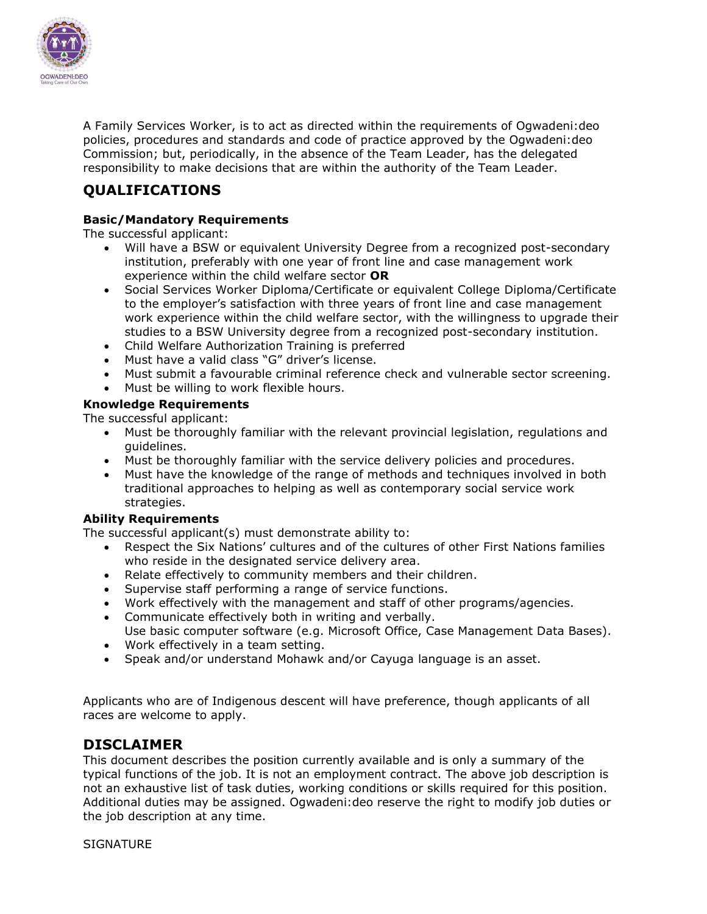A Family Services Worker, is to act as directed within the requirements of Ogwadeni:deo policies, procedures and standards and code of practice approved by the Ogwadeni:deo Commission; but, periodically, in the absence of the Team Leader, has the delegated responsibility to make decisions that are within the authority of the Team Leader.

## QUALIFICATIONS

**Basic/Mandatory Requirements**
The successful applicant:

- Will have a BSW or equivalent University Degree from a recognized post-secondary institution, preferably with one year of front line and case management work experience within the child welfare sector **OR**
- Social Services Worker Diploma/Certificate or equivalent College Diploma/Certificate to the employer's satisfaction with three years of front line and case management work experience within the child welfare sector, with the willingness to upgrade their studies to a BSW University degree from a recognized post-secondary institution.
- Child Welfare Authorization Training is preferred
- Must have a valid class "G" driver's license.
- Must submit a favourable criminal reference check and vulnerable sector screening.
- Must be willing to work flexible hours.

**Knowledge Requirements**
The successful applicant:

- Must be thoroughly familiar with the relevant provincial legislation, regulations and guidelines.
- Must be thoroughly familiar with the service delivery policies and procedures.
- Must have the knowledge of the range of methods and techniques involved in both traditional approaches to helping as well as contemporary social service work strategies.

**Ability Requirements**
The successful applicant(s) must demonstrate ability to:

- Respect the Six Nations' cultures and of the cultures of other First Nations families who reside in the designated service delivery area.
- Relate effectively to community members and their children.
- Supervise staff performing a range of service functions.
- Work effectively with the management and staff of other programs/agencies.
- Communicate effectively both in writing and verbally.
  Use basic computer software (e.g. Microsoft Office, Case Management Data Bases).
- Work effectively in a team setting.
- Speak and/or understand Mohawk and/or Cayuga language is an asset.

Applicants who are of Indigenous descent will have preference, though applicants of all races are welcome to apply.

## DISCLAIMER

This document describes the position currently available and is only a summary of the typical functions of the job. It is not an employment contract. The above job description is not an exhaustive list of task duties, working conditions or skills required for this position. Additional duties may be assigned. Ogwadeni:deo reserve the right to modify job duties or the job description at any time.

SIGNATURE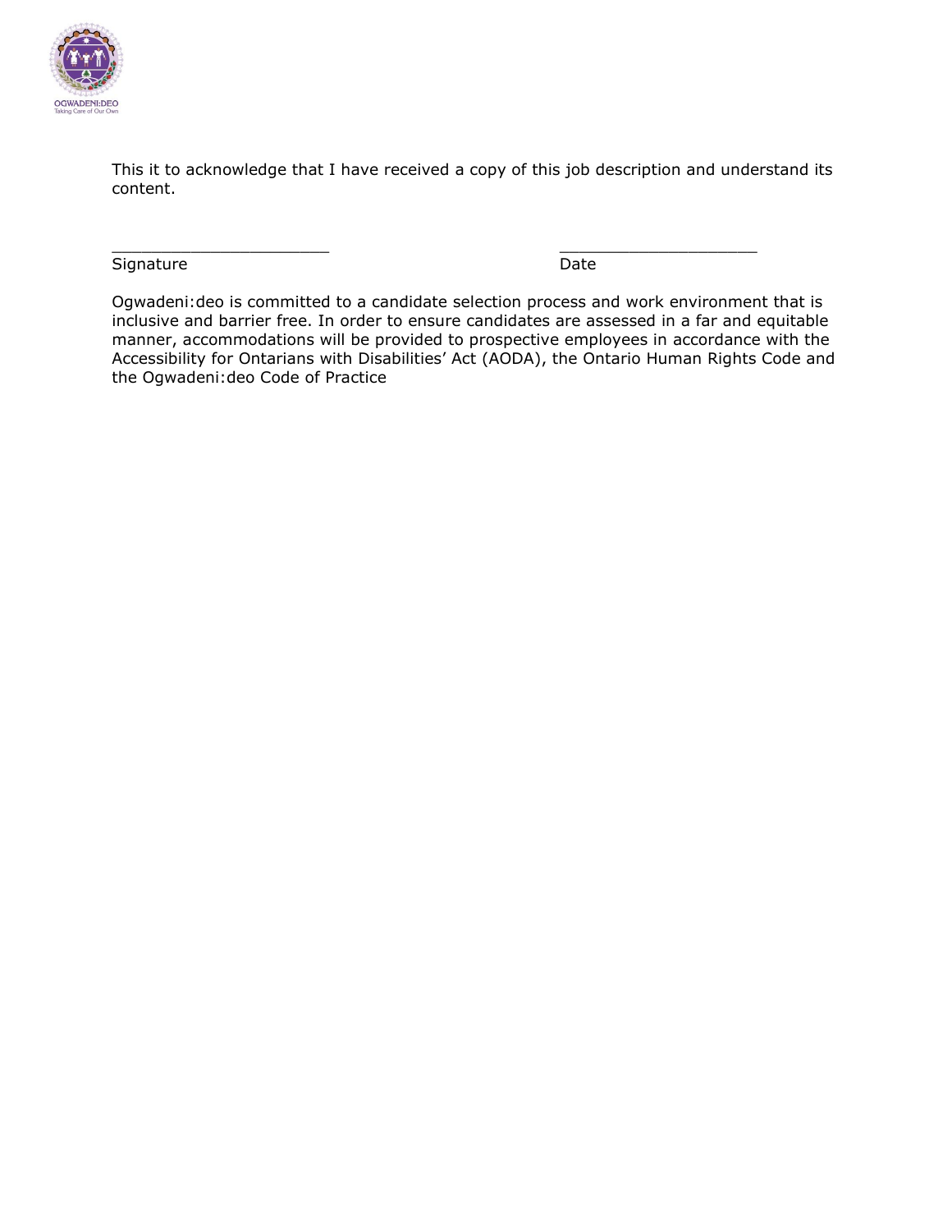This it to acknowledge that I have received a copy of this job description and understand its content.

______________________ ____________________
Signature Date

Ogwadeni:deo is committed to a candidate selection process and work environment that is inclusive and barrier free. In order to ensure candidates are assessed in a far and equitable manner, accommodations will be provided to prospective employees in accordance with the Accessibility for Ontarians with Disabilities' Act (AODA), the Ontario Human Rights Code and the Ogwadeni:deo Code of Practice